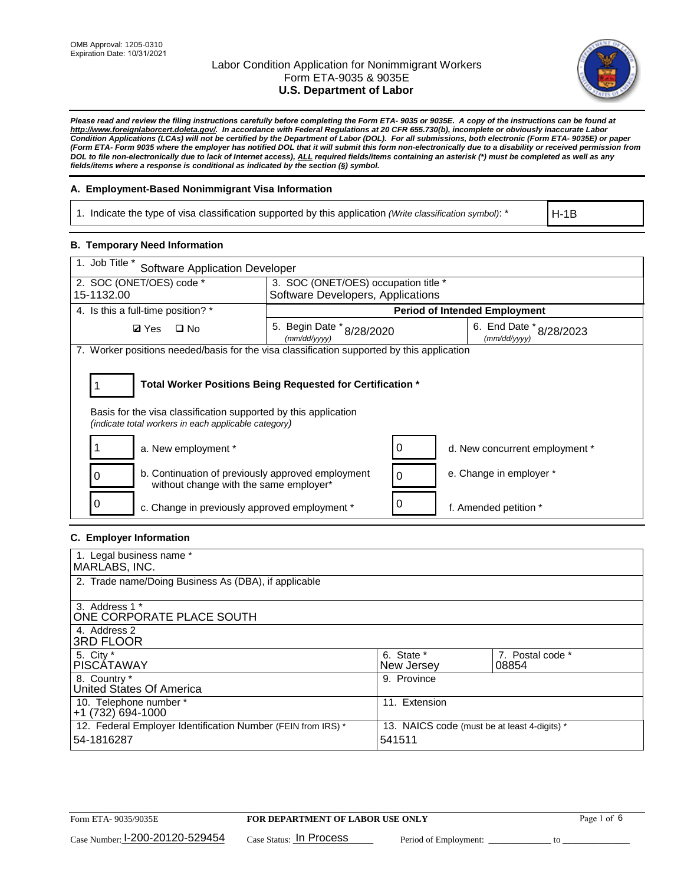OMB Approval: 1205-0310
Expiration Date: 10/31/2021

# Labor Condition Application for Nonimmigrant Workers
## Form ETA-9035 & 9035E
## U.S. Department of Labor

***Please read and review the filing instructions carefully before completing the Form ETA- 9035 or 9035E. A copy of the instructions can be found at http://www.foreignlaborcert.doleta.gov/. In accordance with Federal Regulations at 20 CFR 655.730(b), incomplete or obviously inaccurate Labor Condition Applications (LCAs) will not be certified by the Department of Labor (DOL). For all submissions, both electronic (Form ETA- 9035E) or paper (Form ETA- Form 9035 where the employer has notified DOL that it will submit this form non-electronically due to a disability or received permission from DOL to file non-electronically due to lack of Internet access), ALL required fields/items containing an asterisk (*) must be completed as well as any fields/items where a response is conditional as indicated by the section (§) symbol.***

### A. Employment-Based Nonimmigrant Visa Information

| 1. Indicate the type of visa classification supported by this application *(Write classification symbol)*: * | H-1B |
|---|---|

### B. Temporary Need Information

| 1. Job Title * Software Application Developer | | |
|---|---|---|
| 2. SOC (ONET/OES) code * 15-1132.00 | 3. SOC (ONET/OES) occupation title * Software Developers, Applications | |
| 4. Is this a full-time position? * | Period of Intended Employment | |
| ☑ Yes ☐ No | 5. Begin Date * (mm/dd/yyyy) 8/28/2020 | 6. End Date * (mm/dd/yyyy) 8/28/2023 |

7. Worker positions needed/basis for the visa classification supported by this application

1 **Total Worker Positions Being Requested for Certification ***

Basis for the visa classification supported by this application
*(indicate total workers in each applicable category)*

| | | | |
|---|---|---|---|
| 1 | a. New employment * | 0 | d. New concurrent employment * |
| 0 | b. Continuation of previously approved employment without change with the same employer* | 0 | e. Change in employer * |
| 0 | c. Change in previously approved employment * | 0 | f. Amended petition * |

### C. Employer Information

| | | |
|---|---|---|
| 1. Legal business name * MARLABS, INC. | | |
| 2. Trade name/Doing Business As (DBA), if applicable | | |
| 3. Address 1 * ONE CORPORATE PLACE SOUTH | | |
| 4. Address 2 3RD FLOOR | | |
| 5. City * PISCATAWAY | 6. State * New Jersey | 7. Postal code * 08854 |
| 8. Country * United States Of America | 9. Province | |
| 10. Telephone number * +1 (732) 694-1000 | 11. Extension | |
| 12. Federal Employer Identification Number (FEIN from IRS) * 54-1816287 | 13. NAICS code (must be at least 4-digits) * 541511 | |

Form ETA- 9035/9035E **FOR DEPARTMENT OF LABOR USE ONLY**

Case Number: I-200-20120-529454 Case Status: In Process Period of Employment: ______________ to ______________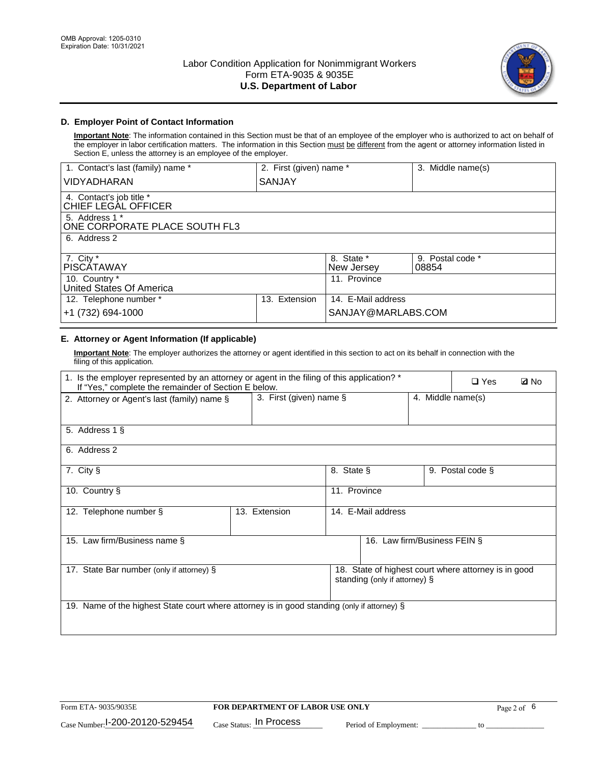## D. Employer Point of Contact Information

**Important Note**: The information contained in this Section must be that of an employee of the employer who is authorized to act on behalf of the employer in labor certification matters. The information in this Section must be different from the agent or attorney information listed in Section E, unless the attorney is an employee of the employer.

| 1. Contact's last (family) name * | 2. First (given) name * | 3. Middle name(s) |
|---|---|---|
| VIDYADHARAN | SANJAY | |

| 4. Contact's job title * |
|---|
| CHIEF LEGAL OFFICER |

| 5. Address 1 * |
|---|
| ONE CORPORATE PLACE SOUTH FL3 |

| 6. Address 2 |
|---|
| |

| 7. City * | 8. State * | 9. Postal code * |
|---|---|---|
| PISCATAWAY | New Jersey | 08854 |

| 10. Country * | 11. Province |
|---|---|
| United States Of America | |

| 12. Telephone number * | 13. Extension | 14. E-Mail address |
|---|---|---|
| +1 (732) 694-1000 | | SANJAY@MARLABS.COM |

## E. Attorney or Agent Information (If applicable)

**Important Note**: The employer authorizes the attorney or agent identified in this section to act on its behalf in connection with the filing of this application.

| 1. Is the employer represented by an attorney or agent in the filing of this application? * If "Yes," complete the remainder of Section E below. | ❑ Yes | ☑ No |
|---|---|---|

| 2. Attorney or Agent's last (family) name § | 3. First (given) name § | 4. Middle name(s) |
|---|---|---|
| | | |

| 5. Address 1 § |
|---|
| |

| 6. Address 2 |
|---|
| |

| 7. City § | 8. State § | 9. Postal code § |
|---|---|---|
| | | |

| 10. Country § | 11. Province |
|---|---|
| | |

| 12. Telephone number § | 13. Extension | 14. E-Mail address |
|---|---|---|
| | | |

| 15. Law firm/Business name § | 16. Law firm/Business FEIN § |
|---|---|
| | |

| 17. State Bar number (only if attorney) § | 18. State of highest court where attorney is in good standing (only if attorney) § |
|---|---|
| | |

| 19. Name of the highest State court where attorney is in good standing (only if attorney) § |
|---|
| |

Form ETA- 9035/9035E — FOR DEPARTMENT OF LABOR USE ONLY

Case Number: I-200-20120-529454 Case Status: In Process Period of Employment: _____________ to _____________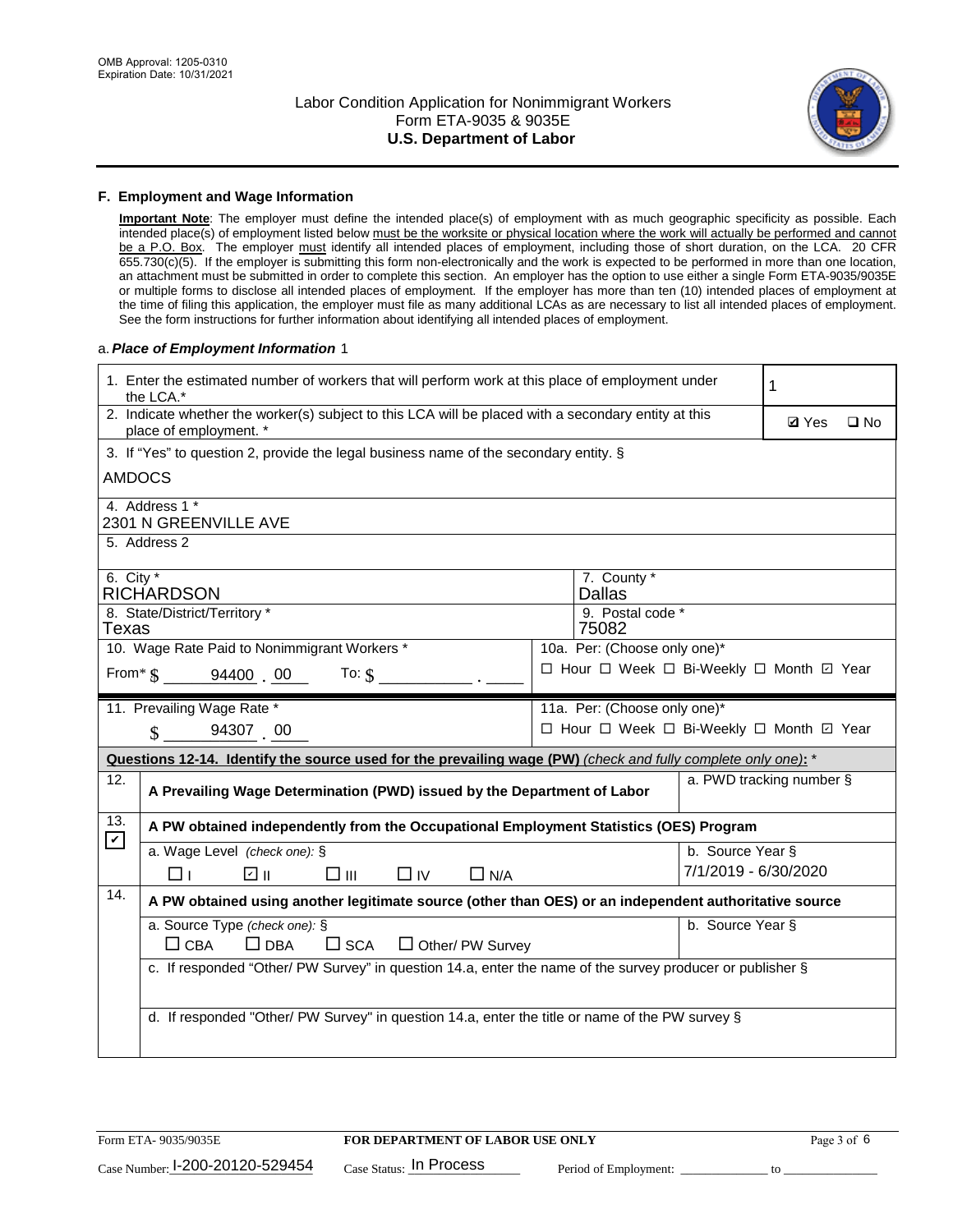OMB Approval: 1205-0310
Expiration Date: 10/31/2021

# Labor Condition Application for Nonimmigrant Workers
## Form ETA-9035 & 9035E
## U.S. Department of Labor

### F. Employment and Wage Information

**Important Note**: The employer must define the intended place(s) of employment with as much geographic specificity as possible. Each intended place(s) of employment listed below must be the worksite or physical location where the work will actually be performed and cannot be a P.O. Box. The employer must identify all intended places of employment, including those of short duration, on the LCA. 20 CFR 655.730(c)(5). If the employer is submitting this form non-electronically and the work is expected to be performed in more than one location, an attachment must be submitted in order to complete this section. An employer has the option to use either a single Form ETA-9035/9035E or multiple forms to disclose all intended places of employment. If the employer has more than ten (10) intended places of employment at the time of filing this application, the employer must file as many additional LCAs as are necessary to list all intended places of employment. See the form instructions for further information about identifying all intended places of employment.

a. *Place of Employment Information* 1

| | |
|---|---|
| 1. Enter the estimated number of workers that will perform work at this place of employment under the LCA.* | 1 |
| 2. Indicate whether the worker(s) subject to this LCA will be placed with a secondary entity at this place of employment. * | ☑ Yes ☐ No |
| 3. If "Yes" to question 2, provide the legal business name of the secondary entity. § AMDOCS | |
| 4. Address 1 * 2301 N GREENVILLE AVE | |
| 5. Address 2 | |
| 6. City * RICHARDSON | 7. County * Dallas |
| 8. State/District/Territory * Texas | 9. Postal code * 75082 |
| 10. Wage Rate Paid to Nonimmigrant Workers * From* $ 94400 . 00 To: $ ____ . ____ | 10a. Per: (Choose only one)* ☐ Hour ☐ Week ☐ Bi-Weekly ☐ Month ☑ Year |
| 11. Prevailing Wage Rate * $ 94307 . 00 | 11a. Per: (Choose only one)* ☐ Hour ☐ Week ☐ Bi-Weekly ☐ Month ☑ Year |

**Questions 12-14. Identify the source used for the prevailing wage (PW)** *(check and fully complete only one)*: *

| | | |
|---|---|---|
| 12. | **A Prevailing Wage Determination (PWD) issued by the Department of Labor** | a. PWD tracking number § |
| 13. ☑ | **A PW obtained independently from the Occupational Employment Statistics (OES) Program** | |
| | a. Wage Level *(check one)*: § ☐ I ☑ II ☐ III ☐ IV ☐ N/A | b. Source Year § 7/1/2019 - 6/30/2020 |
| 14. | **A PW obtained using another legitimate source (other than OES) or an independent authoritative source** | |
| | a. Source Type *(check one)*: § ☐ CBA ☐ DBA ☐ SCA ☐ Other/ PW Survey | b. Source Year § |
| | c. If responded "Other/ PW Survey" in question 14.a, enter the name of the survey producer or publisher § | |
| | d. If responded "Other/ PW Survey" in question 14.a, enter the title or name of the PW survey § | |

Form ETA- 9035/9035E | **FOR DEPARTMENT OF LABOR USE ONLY**

Case Number: I-200-20120-529454 Case Status: In Process Period of Employment: ____________ to ____________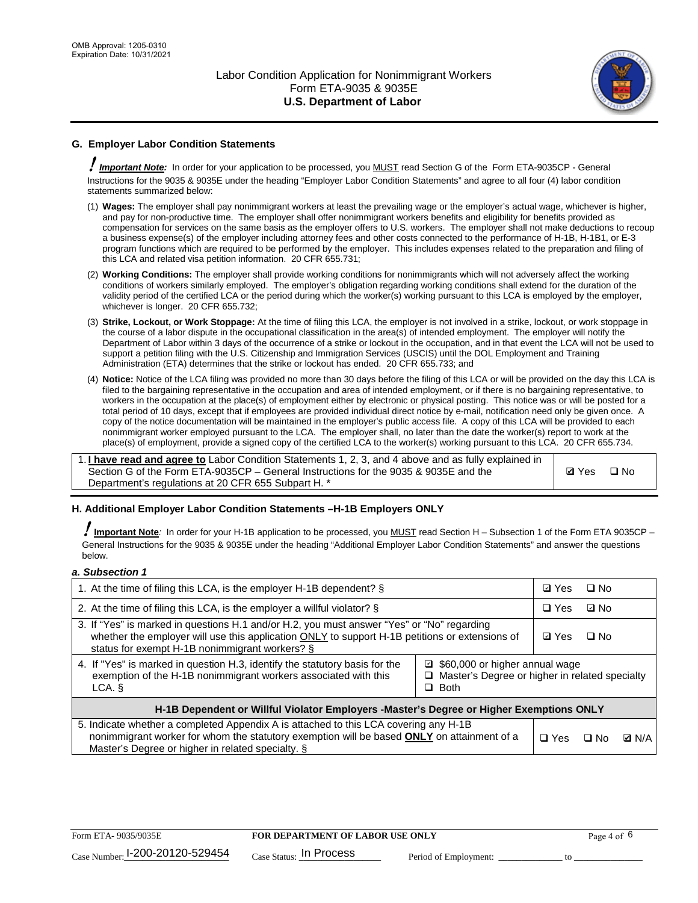## G. Employer Labor Condition Statements

**! *Important Note:*** In order for your application to be processed, you MUST read Section G of the Form ETA-9035CP - General Instructions for the 9035 & 9035E under the heading "Employer Labor Condition Statements" and agree to all four (4) labor condition statements summarized below:

(1) **Wages:** The employer shall pay nonimmigrant workers at least the prevailing wage or the employer's actual wage, whichever is higher, and pay for non-productive time. The employer shall offer nonimmigrant workers benefits and eligibility for benefits provided as compensation for services on the same basis as the employer offers to U.S. workers. The employer shall not make deductions to recoup a business expense(s) of the employer including attorney fees and other costs connected to the performance of H-1B, H-1B1, or E-3 program functions which are required to be performed by the employer. This includes expenses related to the preparation and filing of this LCA and related visa petition information. 20 CFR 655.731;

(2) **Working Conditions:** The employer shall provide working conditions for nonimmigrants which will not adversely affect the working conditions of workers similarly employed. The employer's obligation regarding working conditions shall extend for the duration of the validity period of the certified LCA or the period during which the worker(s) working pursuant to this LCA is employed by the employer, whichever is longer. 20 CFR 655.732;

(3) **Strike, Lockout, or Work Stoppage:** At the time of filing this LCA, the employer is not involved in a strike, lockout, or work stoppage in the course of a labor dispute in the occupational classification in the area(s) of intended employment. The employer will notify the Department of Labor within 3 days of the occurrence of a strike or lockout in the occupation, and in that event the LCA will not be used to support a petition filing with the U.S. Citizenship and Immigration Services (USCIS) until the DOL Employment and Training Administration (ETA) determines that the strike or lockout has ended. 20 CFR 655.733; and

(4) **Notice:** Notice of the LCA filing was provided no more than 30 days before the filing of this LCA or will be provided on the day this LCA is filed to the bargaining representative in the occupation and area of intended employment, or if there is no bargaining representative, to workers in the occupation at the place(s) of employment either by electronic or physical posting. This notice was or will be posted for a total period of 10 days, except that if employees are provided individual direct notice by e-mail, notification need only be given once. A copy of the notice documentation will be maintained in the employer's public access file. A copy of this LCA will be provided to each nonimmigrant worker employed pursuant to the LCA. The employer shall, no later than the date the worker(s) report to work at the place(s) of employment, provide a signed copy of the certified LCA to the worker(s) working pursuant to this LCA. 20 CFR 655.734.

| | |
|---|---|
| 1. **I have read and agree to** Labor Condition Statements 1, 2, 3, and 4 above and as fully explained in Section G of the Form ETA-9035CP – General Instructions for the 9035 & 9035E and the Department's regulations at 20 CFR 655 Subpart H. * | ☑ Yes ☐ No |

## H. Additional Employer Labor Condition Statements –H-1B Employers ONLY

**! Important Note**: In order for your H-1B application to be processed, you MUST read Section H – Subsection 1 of the Form ETA 9035CP – General Instructions for the 9035 & 9035E under the heading "Additional Employer Labor Condition Statements" and answer the questions below.

### *a. Subsection 1*

| | |
|---|---|
| 1. At the time of filing this LCA, is the employer H-1B dependent? § | ☑ Yes ☐ No |
| 2. At the time of filing this LCA, is the employer a willful violator? § | ☐ Yes ☑ No |
| 3. If "Yes" is marked in questions H.1 and/or H.2, you must answer "Yes" or "No" regarding whether the employer will use this application ONLY to support H-1B petitions or extensions of status for exempt H-1B nonimmigrant workers? § | ☑ Yes ☐ No |
| 4. If "Yes" is marked in question H.3, identify the statutory basis for the exemption of the H-1B nonimmigrant workers associated with this LCA. § | ☑ $60,000 or higher annual wage<br>☐ Master's Degree or higher in related specialty<br>☐ Both |
| **H-1B Dependent or Willful Violator Employers -Master's Degree or Higher Exemptions ONLY** | |
| 5. Indicate whether a completed Appendix A is attached to this LCA covering any H-1B nonimmigrant worker for whom the statutory exemption will be based **ONLY** on attainment of a Master's Degree or higher in related specialty. § | ☐ Yes ☐ No ☑ N/A |

Form ETA- 9035/9035E | **FOR DEPARTMENT OF LABOR USE ONLY**

Case Number: I-200-20120-529454 Case Status: In Process Period of Employment: _____________ to _____________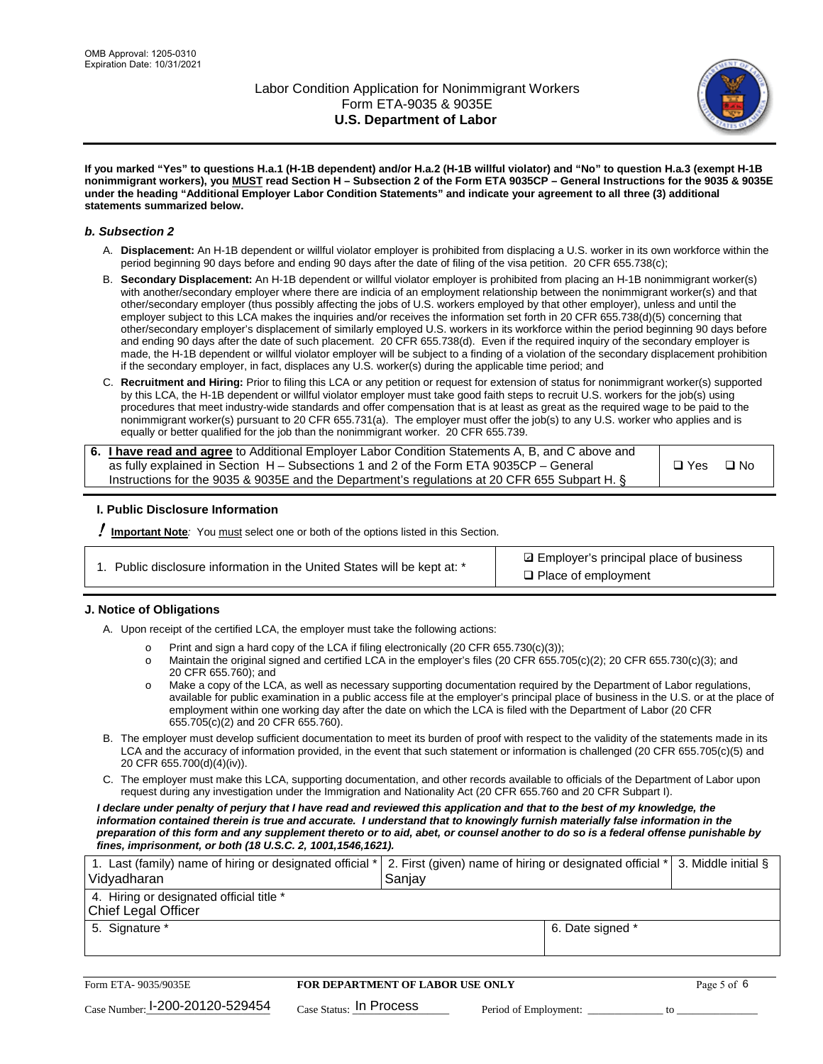**If you marked "Yes" to questions H.a.1 (H-1B dependent) and/or H.a.2 (H-1B willful violator) and "No" to question H.a.3 (exempt H-1B nonimmigrant workers), you MUST read Section H – Subsection 2 of the Form ETA 9035CP – General Instructions for the 9035 & 9035E under the heading "Additional Employer Labor Condition Statements" and indicate your agreement to all three (3) additional statements summarized below.**

### *b. Subsection 2*

A. **Displacement:** An H-1B dependent or willful violator employer is prohibited from displacing a U.S. worker in its own workforce within the period beginning 90 days before and ending 90 days after the date of filing of the visa petition. 20 CFR 655.738(c);

B. **Secondary Displacement:** An H-1B dependent or willful violator employer is prohibited from placing an H-1B nonimmigrant worker(s) with another/secondary employer where there are indicia of an employment relationship between the nonimmigrant worker(s) and that other/secondary employer (thus possibly affecting the jobs of U.S. workers employed by that other employer), unless and until the employer subject to this LCA makes the inquiries and/or receives the information set forth in 20 CFR 655.738(d)(5) concerning that other/secondary employer's displacement of similarly employed U.S. workers in its workforce within the period beginning 90 days before and ending 90 days after the date of such placement. 20 CFR 655.738(d). Even if the required inquiry of the secondary employer is made, the H-1B dependent or willful violator employer will be subject to a finding of a violation of the secondary displacement prohibition if the secondary employer, in fact, displaces any U.S. worker(s) during the applicable time period; and

C. **Recruitment and Hiring:** Prior to filing this LCA or any petition or request for extension of status for nonimmigrant worker(s) supported by this LCA, the H-1B dependent or willful violator employer must take good faith steps to recruit U.S. workers for the job(s) using procedures that meet industry-wide standards and offer compensation that is at least as great as the required wage to be paid to the nonimmigrant worker(s) pursuant to 20 CFR 655.731(a). The employer must offer the job(s) to any U.S. worker who applies and is equally or better qualified for the job than the nonimmigrant worker. 20 CFR 655.739.

| 6. **I have read and agree** to Additional Employer Labor Condition Statements A, B, and C above and as fully explained in Section H – Subsections 1 and 2 of the Form ETA 9035CP – General Instructions for the 9035 & 9035E and the Department's regulations at 20 CFR 655 Subpart H. § | ❑ Yes ❑ No |
|---|---|

### I. Public Disclosure Information

**! Important Note***:* You must select one or both of the options listed in this Section.

| 1. Public disclosure information in the United States will be kept at: * | ☑ Employer's principal place of business<br>❑ Place of employment |
|---|---|

### J. Notice of Obligations

A. Upon receipt of the certified LCA, the employer must take the following actions:

- o Print and sign a hard copy of the LCA if filing electronically (20 CFR 655.730(c)(3));
- o Maintain the original signed and certified LCA in the employer's files (20 CFR 655.705(c)(2); 20 CFR 655.730(c)(3); and 20 CFR 655.760); and
- o Make a copy of the LCA, as well as necessary supporting documentation required by the Department of Labor regulations, available for public examination in a public access file at the employer's principal place of business in the U.S. or at the place of employment within one working day after the date on which the LCA is filed with the Department of Labor (20 CFR 655.705(c)(2) and 20 CFR 655.760).

B. The employer must develop sufficient documentation to meet its burden of proof with respect to the validity of the statements made in its LCA and the accuracy of information provided, in the event that such statement or information is challenged (20 CFR 655.705(c)(5) and 20 CFR 655.700(d)(4)(iv)).

C. The employer must make this LCA, supporting documentation, and other records available to officials of the Department of Labor upon request during any investigation under the Immigration and Nationality Act (20 CFR 655.760 and 20 CFR Subpart I).

***I declare under penalty of perjury that I have read and reviewed this application and that to the best of my knowledge, the information contained therein is true and accurate. I understand that to knowingly furnish materially false information in the preparation of this form and any supplement thereto or to aid, abet, or counsel another to do so is a federal offense punishable by fines, imprisonment, or both (18 U.S.C. 2, 1001,1546,1621).***

| 1. Last (family) name of hiring or designated official * Vidyadharan | 2. First (given) name of hiring or designated official * Sanjay | 3. Middle initial § |
|---|---|---|
| 4. Hiring or designated official title * Chief Legal Officer | | |
| 5. Signature * | 6. Date signed * | |

| Form ETA- 9035/9035E | FOR DEPARTMENT OF LABOR USE ONLY | |
|---|---|---|
| Case Number: I-200-20120-529454 | Case Status: In Process | Period of Employment: _____________ to _____________ |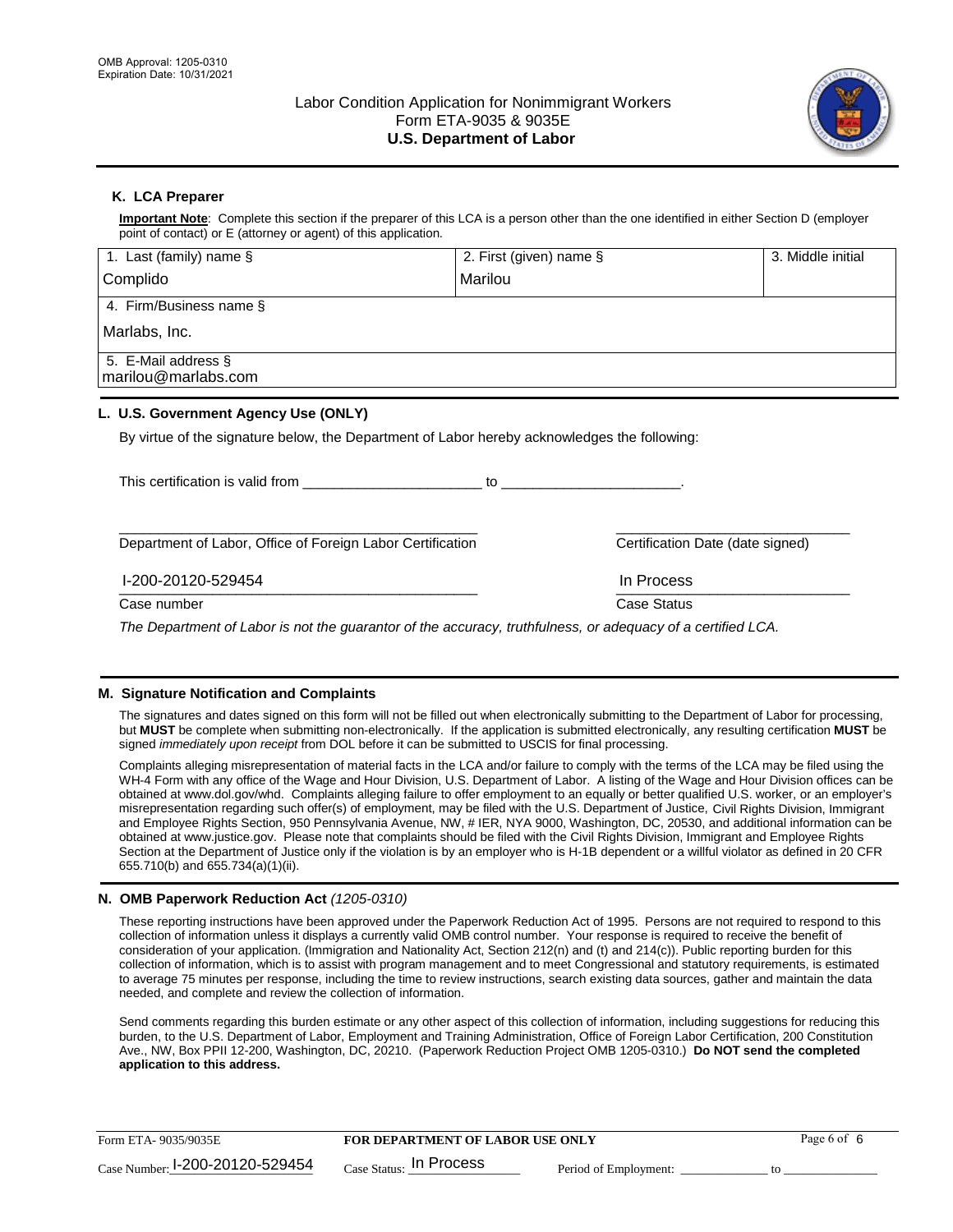OMB Approval: 1205-0310
Expiration Date: 10/31/2021

Labor Condition Application for Nonimmigrant Workers
Form ETA-9035 & 9035E
**U.S. Department of Labor**

### K. LCA Preparer

**Important Note**: Complete this section if the preparer of this LCA is a person other than the one identified in either Section D (employer point of contact) or E (attorney or agent) of this application.

| 1. Last (family) name § | 2. First (given) name § | 3. Middle initial |
|---|---|---|
| Complido | Marilou | |
| 4. Firm/Business name § | | |
| Marlabs, Inc. | | |
| 5. E-Mail address § | | |
| marilou@marlabs.com | | |

### L. U.S. Government Agency Use (ONLY)

By virtue of the signature below, the Department of Labor hereby acknowledges the following:

This certification is valid from ______________________ to ______________________.

______________________________________________ Department of Labor, Office of Foreign Labor Certification

______________________________ Certification Date (date signed)

I-200-20120-529454
Case number

In Process
Case Status

*The Department of Labor is not the guarantor of the accuracy, truthfulness, or adequacy of a certified LCA.*

### M. Signature Notification and Complaints

The signatures and dates signed on this form will not be filled out when electronically submitting to the Department of Labor for processing, but **MUST** be complete when submitting non-electronically. If the application is submitted electronically, any resulting certification **MUST** be signed *immediately upon receipt* from DOL before it can be submitted to USCIS for final processing.

Complaints alleging misrepresentation of material facts in the LCA and/or failure to comply with the terms of the LCA may be filed using the WH-4 Form with any office of the Wage and Hour Division, U.S. Department of Labor. A listing of the Wage and Hour Division offices can be obtained at www.dol.gov/whd. Complaints alleging failure to offer employment to an equally or better qualified U.S. worker, or an employer's misrepresentation regarding such offer(s) of employment, may be filed with the U.S. Department of Justice, Civil Rights Division, Immigrant and Employee Rights Section, 950 Pennsylvania Avenue, NW, # IER, NYA 9000, Washington, DC, 20530, and additional information can be obtained at www.justice.gov. Please note that complaints should be filed with the Civil Rights Division, Immigrant and Employee Rights Section at the Department of Justice only if the violation is by an employer who is H-1B dependent or a willful violator as defined in 20 CFR 655.710(b) and 655.734(a)(1)(ii).

### N. OMB Paperwork Reduction Act *(1205-0310)*

These reporting instructions have been approved under the Paperwork Reduction Act of 1995. Persons are not required to respond to this collection of information unless it displays a currently valid OMB control number. Your response is required to receive the benefit of consideration of your application. (Immigration and Nationality Act, Section 212(n) and (t) and 214(c)). Public reporting burden for this collection of information, which is to assist with program management and to meet Congressional and statutory requirements, is estimated to average 75 minutes per response, including the time to review instructions, search existing data sources, gather and maintain the data needed, and complete and review the collection of information.

Send comments regarding this burden estimate or any other aspect of this collection of information, including suggestions for reducing this burden, to the U.S. Department of Labor, Employment and Training Administration, Office of Foreign Labor Certification, 200 Constitution Ave., NW, Box PPII 12-200, Washington, DC, 20210. (Paperwork Reduction Project OMB 1205-0310.) **Do NOT send the completed application to this address.**